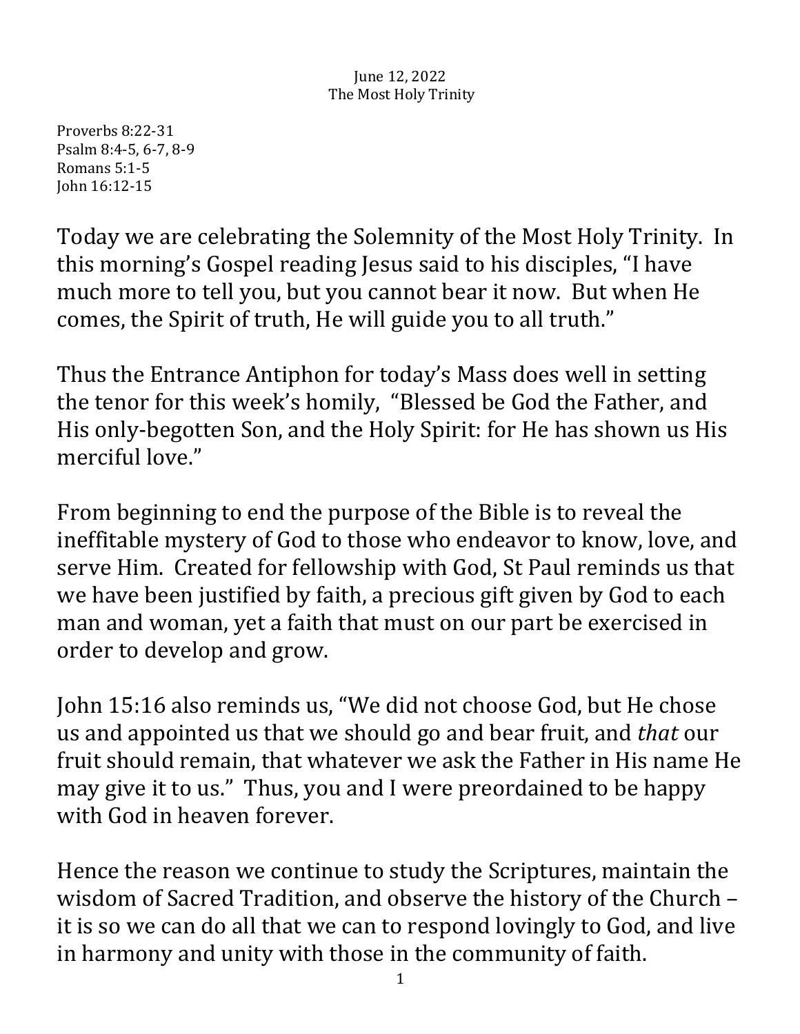June 12, 2022
The Most Holy Trinity

Proverbs 8:22-31
Psalm 8:4-5, 6-7, 8-9
Romans 5:1-5
John 16:12-15

Today we are celebrating the Solemnity of the Most Holy Trinity. In this morning's Gospel reading Jesus said to his disciples, "I have much more to tell you, but you cannot bear it now. But when He comes, the Spirit of truth, He will guide you to all truth."

Thus the Entrance Antiphon for today's Mass does well in setting the tenor for this week's homily, "Blessed be God the Father, and His only-begotten Son, and the Holy Spirit: for He has shown us His merciful love."

From beginning to end the purpose of the Bible is to reveal the ineffitable mystery of God to those who endeavor to know, love, and serve Him. Created for fellowship with God, St Paul reminds us that we have been justified by faith, a precious gift given by God to each man and woman, yet a faith that must on our part be exercised in order to develop and grow.

John 15:16 also reminds us, "We did not choose God, but He chose us and appointed us that we should go and bear fruit, and *that* our fruit should remain, that whatever we ask the Father in His name He may give it to us." Thus, you and I were preordained to be happy with God in heaven forever.

Hence the reason we continue to study the Scriptures, maintain the wisdom of Sacred Tradition, and observe the history of the Church – it is so we can do all that we can to respond lovingly to God, and live in harmony and unity with those in the community of faith.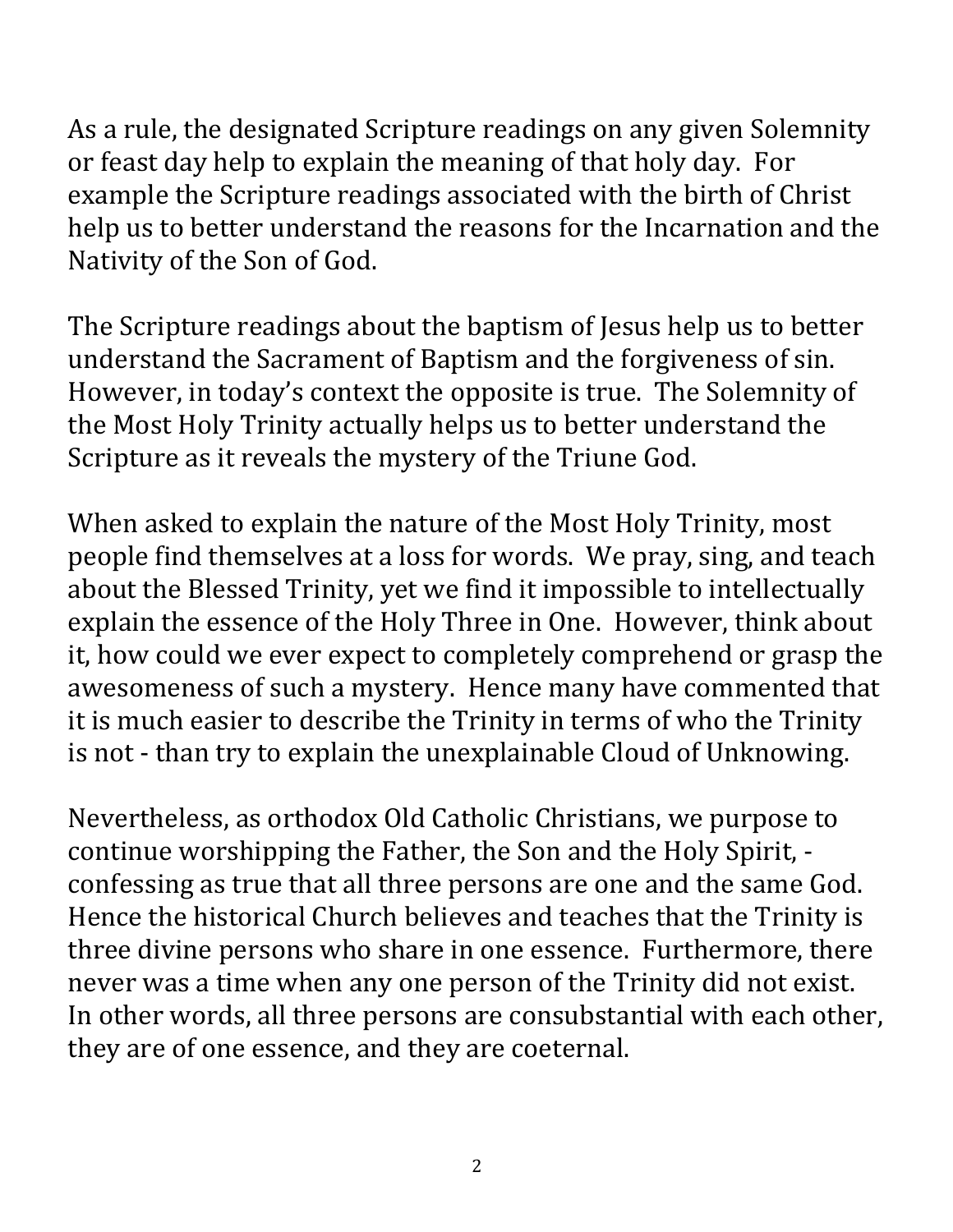As a rule, the designated Scripture readings on any given Solemnity or feast day help to explain the meaning of that holy day. For example the Scripture readings associated with the birth of Christ help us to better understand the reasons for the Incarnation and the Nativity of the Son of God.

The Scripture readings about the baptism of Jesus help us to better understand the Sacrament of Baptism and the forgiveness of sin. However, in today's context the opposite is true. The Solemnity of the Most Holy Trinity actually helps us to better understand the Scripture as it reveals the mystery of the Triune God.

When asked to explain the nature of the Most Holy Trinity, most people find themselves at a loss for words. We pray, sing, and teach about the Blessed Trinity, yet we find it impossible to intellectually explain the essence of the Holy Three in One. However, think about it, how could we ever expect to completely comprehend or grasp the awesomeness of such a mystery. Hence many have commented that it is much easier to describe the Trinity in terms of who the Trinity is not - than try to explain the unexplainable Cloud of Unknowing.

Nevertheless, as orthodox Old Catholic Christians, we purpose to continue worshipping the Father, the Son and the Holy Spirit, - confessing as true that all three persons are one and the same God. Hence the historical Church believes and teaches that the Trinity is three divine persons who share in one essence. Furthermore, there never was a time when any one person of the Trinity did not exist. In other words, all three persons are consubstantial with each other, they are of one essence, and they are coeternal.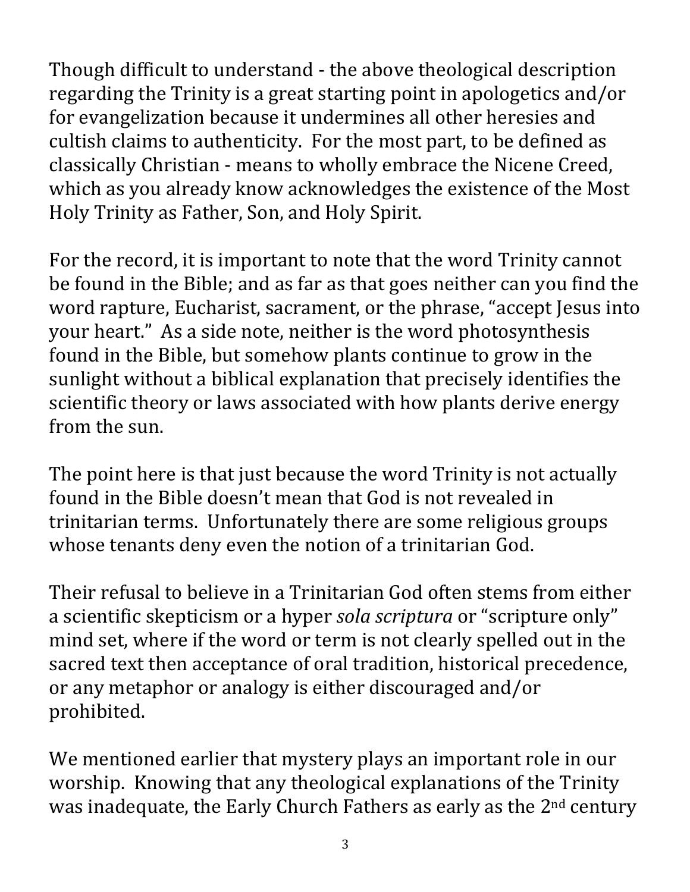Though difficult to understand - the above theological description regarding the Trinity is a great starting point in apologetics and/or for evangelization because it undermines all other heresies and cultish claims to authenticity. For the most part, to be defined as classically Christian - means to wholly embrace the Nicene Creed, which as you already know acknowledges the existence of the Most Holy Trinity as Father, Son, and Holy Spirit.

For the record, it is important to note that the word Trinity cannot be found in the Bible; and as far as that goes neither can you find the word rapture, Eucharist, sacrament, or the phrase, "accept Jesus into your heart." As a side note, neither is the word photosynthesis found in the Bible, but somehow plants continue to grow in the sunlight without a biblical explanation that precisely identifies the scientific theory or laws associated with how plants derive energy from the sun.

The point here is that just because the word Trinity is not actually found in the Bible doesn't mean that God is not revealed in trinitarian terms. Unfortunately there are some religious groups whose tenants deny even the notion of a trinitarian God.

Their refusal to believe in a Trinitarian God often stems from either a scientific skepticism or a hyper *sola scriptura* or "scripture only" mind set, where if the word or term is not clearly spelled out in the sacred text then acceptance of oral tradition, historical precedence, or any metaphor or analogy is either discouraged and/or prohibited.

We mentioned earlier that mystery plays an important role in our worship. Knowing that any theological explanations of the Trinity was inadequate, the Early Church Fathers as early as the 2nd century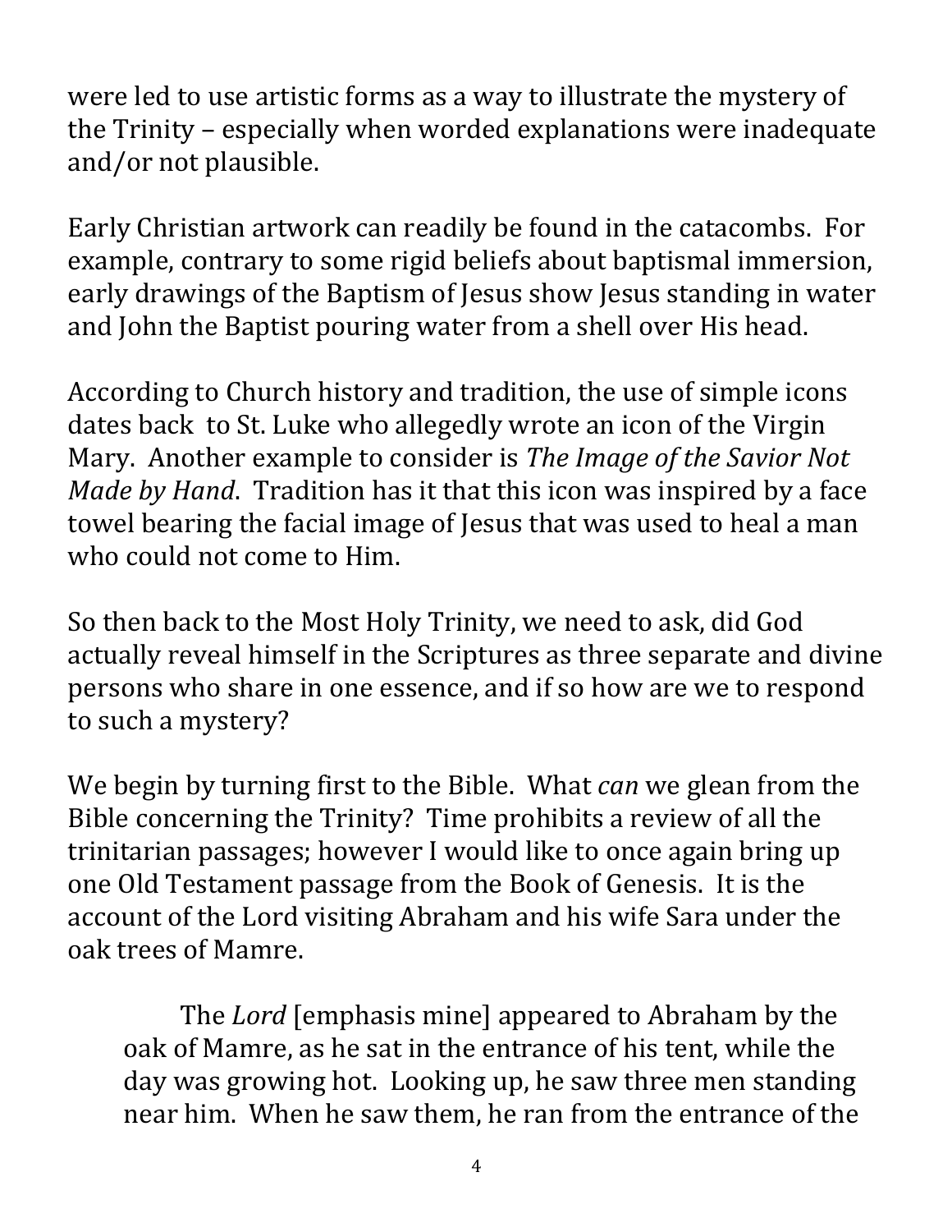were led to use artistic forms as a way to illustrate the mystery of the Trinity – especially when worded explanations were inadequate and/or not plausible.

Early Christian artwork can readily be found in the catacombs. For example, contrary to some rigid beliefs about baptismal immersion, early drawings of the Baptism of Jesus show Jesus standing in water and John the Baptist pouring water from a shell over His head.

According to Church history and tradition, the use of simple icons dates back to St. Luke who allegedly wrote an icon of the Virgin Mary. Another example to consider is *The Image of the Savior Not Made by Hand*. Tradition has it that this icon was inspired by a face towel bearing the facial image of Jesus that was used to heal a man who could not come to Him.

So then back to the Most Holy Trinity, we need to ask, did God actually reveal himself in the Scriptures as three separate and divine persons who share in one essence, and if so how are we to respond to such a mystery?

We begin by turning first to the Bible. What *can* we glean from the Bible concerning the Trinity? Time prohibits a review of all the trinitarian passages; however I would like to once again bring up one Old Testament passage from the Book of Genesis. It is the account of the Lord visiting Abraham and his wife Sara under the oak trees of Mamre.

> The *Lord* [emphasis mine] appeared to Abraham by the oak of Mamre, as he sat in the entrance of his tent, while the day was growing hot. Looking up, he saw three men standing near him. When he saw them, he ran from the entrance of the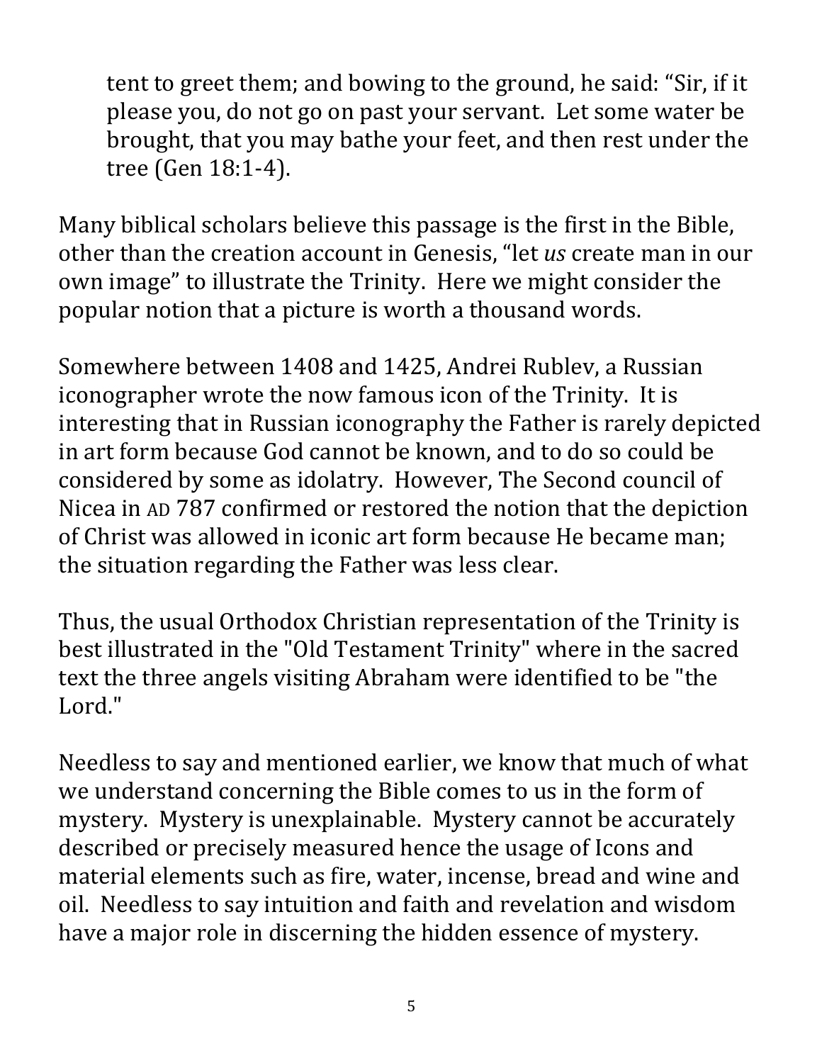> tent to greet them; and bowing to the ground, he said: "Sir, if it please you, do not go on past your servant. Let some water be brought, that you may bathe your feet, and then rest under the tree (Gen 18:1-4).

Many biblical scholars believe this passage is the first in the Bible, other than the creation account in Genesis, "let *us* create man in our own image" to illustrate the Trinity. Here we might consider the popular notion that a picture is worth a thousand words.

Somewhere between 1408 and 1425, Andrei Rublev, a Russian iconographer wrote the now famous icon of the Trinity. It is interesting that in Russian iconography the Father is rarely depicted in art form because God cannot be known, and to do so could be considered by some as idolatry. However, The Second council of Nicea in AD 787 confirmed or restored the notion that the depiction of Christ was allowed in iconic art form because He became man; the situation regarding the Father was less clear.

Thus, the usual Orthodox Christian representation of the Trinity is best illustrated in the "Old Testament Trinity" where in the sacred text the three angels visiting Abraham were identified to be "the Lord."

Needless to say and mentioned earlier, we know that much of what we understand concerning the Bible comes to us in the form of mystery. Mystery is unexplainable. Mystery cannot be accurately described or precisely measured hence the usage of Icons and material elements such as fire, water, incense, bread and wine and oil. Needless to say intuition and faith and revelation and wisdom have a major role in discerning the hidden essence of mystery.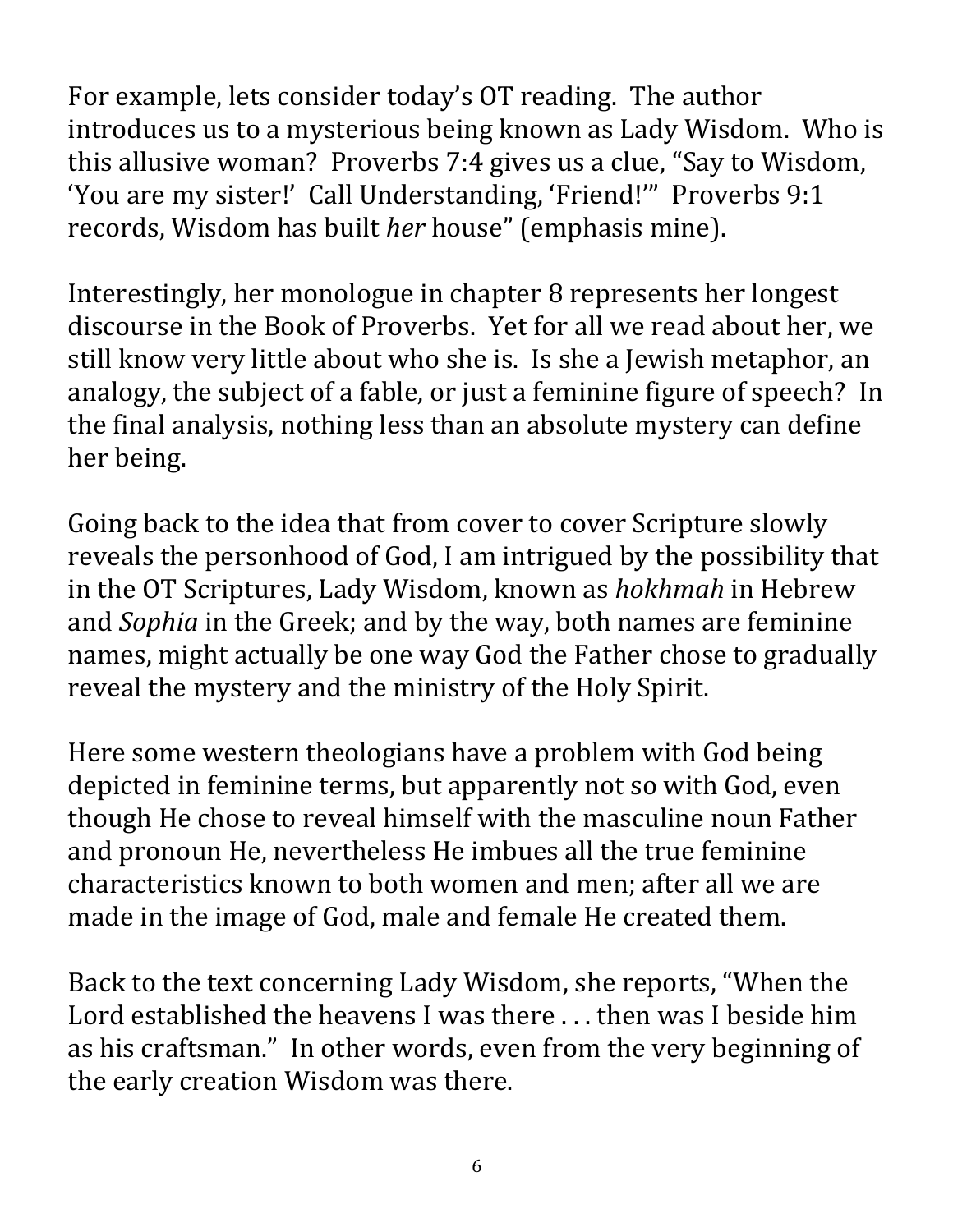For example, lets consider today's OT reading. The author introduces us to a mysterious being known as Lady Wisdom. Who is this allusive woman? Proverbs 7:4 gives us a clue, "Say to Wisdom, 'You are my sister!' Call Understanding, 'Friend!'" Proverbs 9:1 records, Wisdom has built *her* house" (emphasis mine).

Interestingly, her monologue in chapter 8 represents her longest discourse in the Book of Proverbs. Yet for all we read about her, we still know very little about who she is. Is she a Jewish metaphor, an analogy, the subject of a fable, or just a feminine figure of speech? In the final analysis, nothing less than an absolute mystery can define her being.

Going back to the idea that from cover to cover Scripture slowly reveals the personhood of God, I am intrigued by the possibility that in the OT Scriptures, Lady Wisdom, known as *hokhmah* in Hebrew and *Sophia* in the Greek; and by the way, both names are feminine names, might actually be one way God the Father chose to gradually reveal the mystery and the ministry of the Holy Spirit.

Here some western theologians have a problem with God being depicted in feminine terms, but apparently not so with God, even though He chose to reveal himself with the masculine noun Father and pronoun He, nevertheless He imbues all the true feminine characteristics known to both women and men; after all we are made in the image of God, male and female He created them.

Back to the text concerning Lady Wisdom, she reports, "When the Lord established the heavens I was there . . . then was I beside him as his craftsman." In other words, even from the very beginning of the early creation Wisdom was there.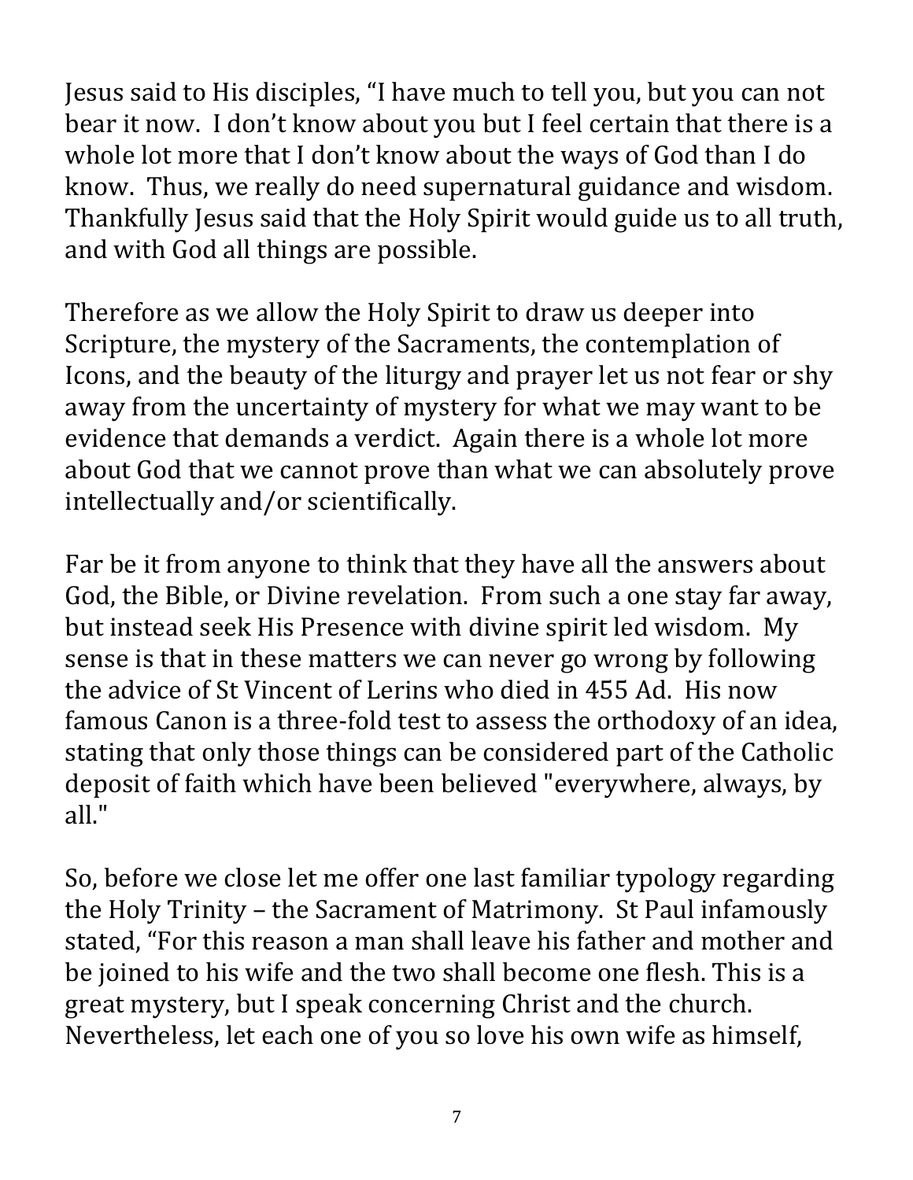Jesus said to His disciples, "I have much to tell you, but you can not bear it now. I don't know about you but I feel certain that there is a whole lot more that I don't know about the ways of God than I do know. Thus, we really do need supernatural guidance and wisdom. Thankfully Jesus said that the Holy Spirit would guide us to all truth, and with God all things are possible.

Therefore as we allow the Holy Spirit to draw us deeper into Scripture, the mystery of the Sacraments, the contemplation of Icons, and the beauty of the liturgy and prayer let us not fear or shy away from the uncertainty of mystery for what we may want to be evidence that demands a verdict. Again there is a whole lot more about God that we cannot prove than what we can absolutely prove intellectually and/or scientifically.

Far be it from anyone to think that they have all the answers about God, the Bible, or Divine revelation. From such a one stay far away, but instead seek His Presence with divine spirit led wisdom. My sense is that in these matters we can never go wrong by following the advice of St Vincent of Lerins who died in 455 Ad. His now famous Canon is a three-fold test to assess the orthodoxy of an idea, stating that only those things can be considered part of the Catholic deposit of faith which have been believed "everywhere, always, by all."

So, before we close let me offer one last familiar typology regarding the Holy Trinity – the Sacrament of Matrimony. St Paul infamously stated, "For this reason a man shall leave his father and mother and be joined to his wife and the two shall become one flesh. This is a great mystery, but I speak concerning Christ and the church. Nevertheless, let each one of you so love his own wife as himself,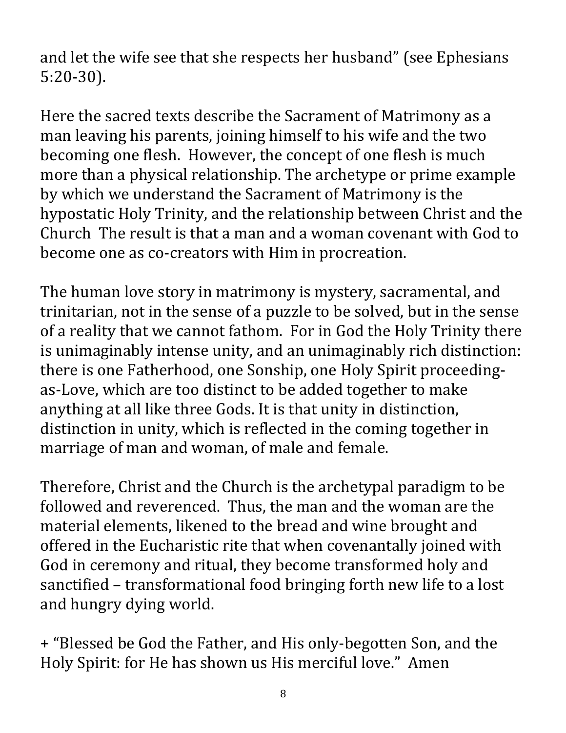and let the wife see that she respects her husband" (see Ephesians 5:20-30).

Here the sacred texts describe the Sacrament of Matrimony as a man leaving his parents, joining himself to his wife and the two becoming one flesh. However, the concept of one flesh is much more than a physical relationship. The archetype or prime example by which we understand the Sacrament of Matrimony is the hypostatic Holy Trinity, and the relationship between Christ and the Church The result is that a man and a woman covenant with God to become one as co-creators with Him in procreation.

The human love story in matrimony is mystery, sacramental, and trinitarian, not in the sense of a puzzle to be solved, but in the sense of a reality that we cannot fathom. For in God the Holy Trinity there is unimaginably intense unity, and an unimaginably rich distinction: there is one Fatherhood, one Sonship, one Holy Spirit proceeding-as-Love, which are too distinct to be added together to make anything at all like three Gods. It is that unity in distinction, distinction in unity, which is reflected in the coming together in marriage of man and woman, of male and female.

Therefore, Christ and the Church is the archetypal paradigm to be followed and reverenced. Thus, the man and the woman are the material elements, likened to the bread and wine brought and offered in the Eucharistic rite that when covenantally joined with God in ceremony and ritual, they become transformed holy and sanctified – transformational food bringing forth new life to a lost and hungry dying world.

+ "Blessed be God the Father, and His only-begotten Son, and the Holy Spirit: for He has shown us His merciful love." Amen